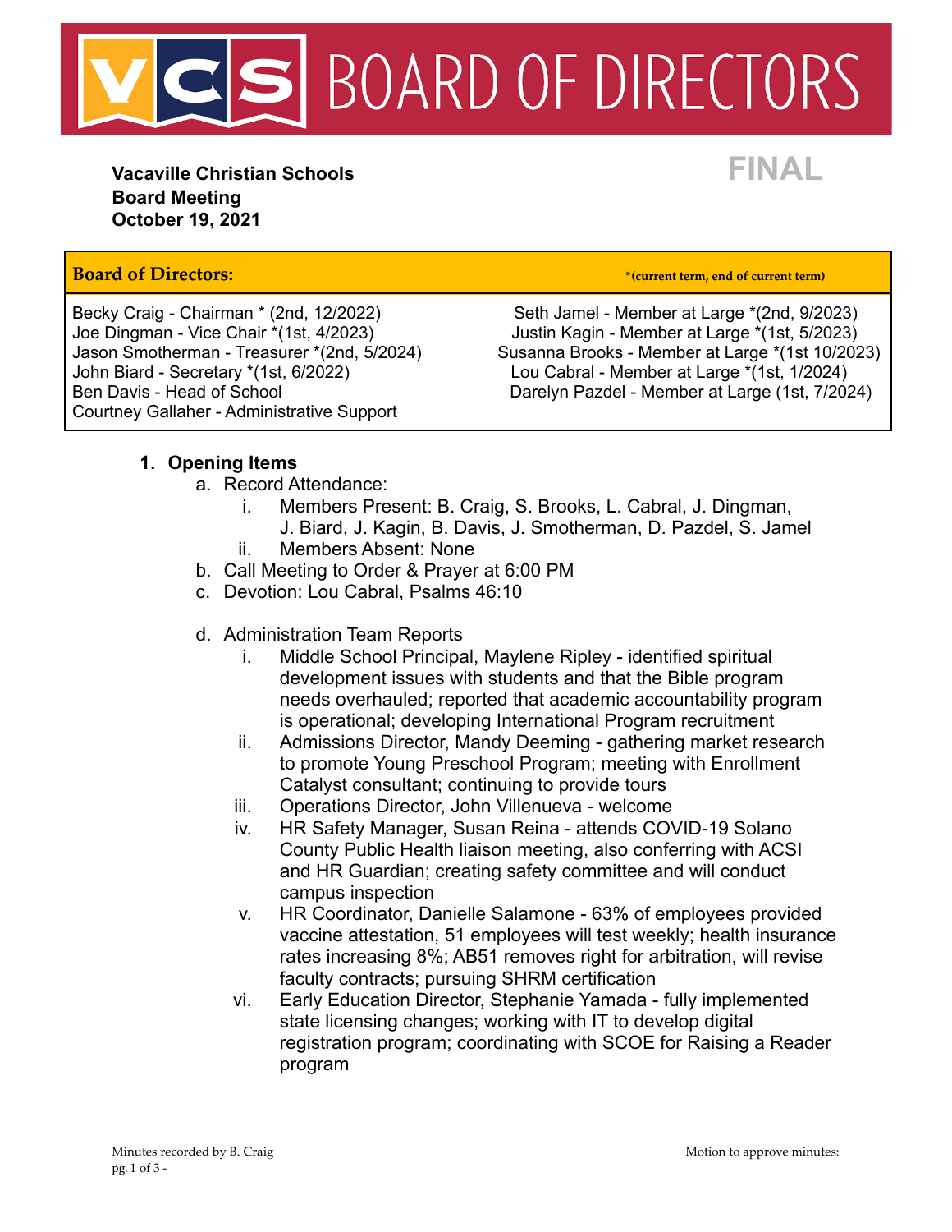# VCS BOARD OF DIRECTORS

**Vacaville Christian Schools**
**Board Meeting**
**October 19, 2021**

**FINAL**

| **Board of Directors:** | ***(current term, end of current term)** |
|---|---|
| Becky Craig - Chairman * (2nd, 12/2022) | Seth Jamel - Member at Large *(2nd, 9/2023) |
| Joe Dingman - Vice Chair *(1st, 4/2023) | Justin Kagin - Member at Large *(1st, 5/2023) |
| Jason Smotherman - Treasurer *(2nd, 5/2024) | Susanna Brooks - Member at Large *(1st 10/2023) |
| John Biard - Secretary *(1st, 6/2022) | Lou Cabral - Member at Large *(1st, 1/2024) |
| Ben Davis - Head of School | Darelyn Pazdel - Member at Large (1st, 7/2024) |
| Courtney Gallaher - Administrative Support | |

1. **Opening Items**
   a. Record Attendance:
      i. Members Present: B. Craig, S. Brooks, L. Cabral, J. Dingman, J. Biard, J. Kagin, B. Davis, J. Smotherman, D. Pazdel, S. Jamel
      ii. Members Absent: None
   b. Call Meeting to Order & Prayer at 6:00 PM
   c. Devotion: Lou Cabral, Psalms 46:10
   d. Administration Team Reports
      i. Middle School Principal, Maylene Ripley - identified spiritual development issues with students and that the Bible program needs overhauled; reported that academic accountability program is operational; developing International Program recruitment
      ii. Admissions Director, Mandy Deeming - gathering market research to promote Young Preschool Program; meeting with Enrollment Catalyst consultant; continuing to provide tours
      iii. Operations Director, John Villenueva - welcome
      iv. HR Safety Manager, Susan Reina - attends COVID-19 Solano County Public Health liaison meeting, also conferring with ACSI and HR Guardian; creating safety committee and will conduct campus inspection
      v. HR Coordinator, Danielle Salamone - 63% of employees provided vaccine attestation, 51 employees will test weekly; health insurance rates increasing 8%; AB51 removes right for arbitration, will revise faculty contracts; pursuing SHRM certification
      vi. Early Education Director, Stephanie Yamada - fully implemented state licensing changes; working with IT to develop digital registration program; coordinating with SCOE for Raising a Reader program

Minutes recorded by B. Craig

Motion to approve minutes: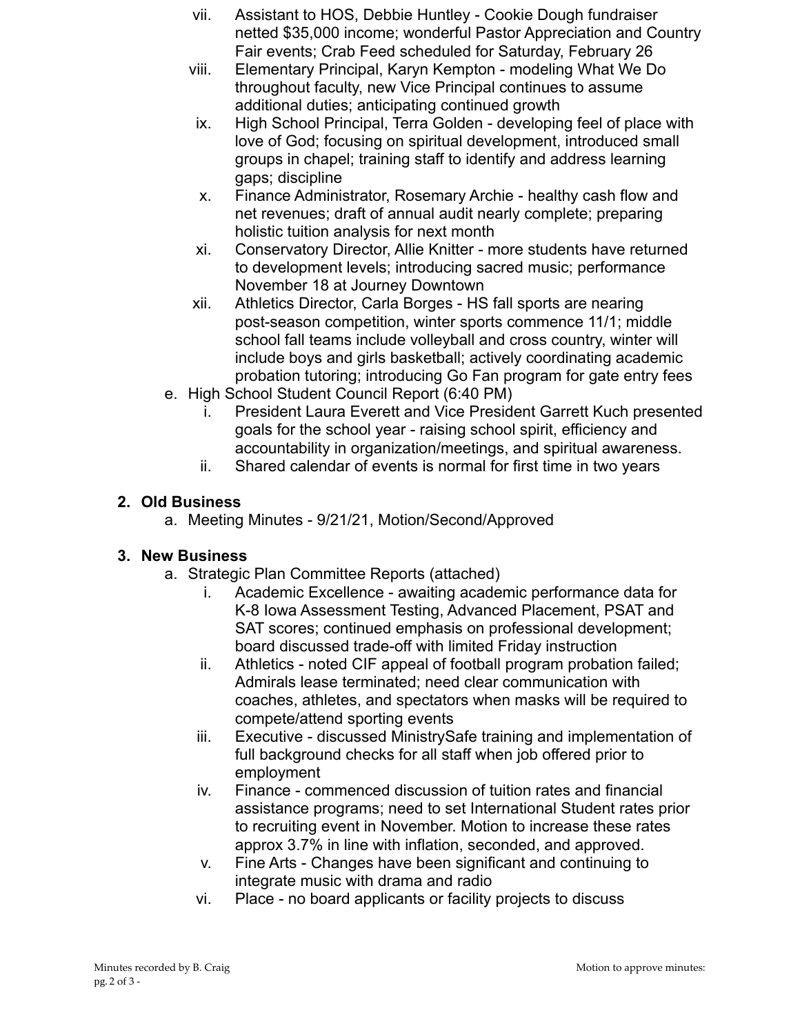vii. Assistant to HOS, Debbie Huntley - Cookie Dough fundraiser netted $35,000 income; wonderful Pastor Appreciation and Country Fair events; Crab Feed scheduled for Saturday, February 26

viii. Elementary Principal, Karyn Kempton - modeling What We Do throughout faculty, new Vice Principal continues to assume additional duties; anticipating continued growth

ix. High School Principal, Terra Golden - developing feel of place with love of God; focusing on spiritual development, introduced small groups in chapel; training staff to identify and address learning gaps; discipline

x. Finance Administrator, Rosemary Archie - healthy cash flow and net revenues; draft of annual audit nearly complete; preparing holistic tuition analysis for next month

xi. Conservatory Director, Allie Knitter - more students have returned to development levels; introducing sacred music; performance November 18 at Journey Downtown

xii. Athletics Director, Carla Borges - HS fall sports are nearing post-season competition, winter sports commence 11/1; middle school fall teams include volleyball and cross country, winter will include boys and girls basketball; actively coordinating academic probation tutoring; introducing Go Fan program for gate entry fees

e. High School Student Council Report (6:40 PM)

   i. President Laura Everett and Vice President Garrett Kuch presented goals for the school year - raising school spirit, efficiency and accountability in organization/meetings, and spiritual awareness.

   ii. Shared calendar of events is normal for first time in two years

## 2. Old Business

a. Meeting Minutes - 9/21/21, Motion/Second/Approved

## 3. New Business

a. Strategic Plan Committee Reports (attached)

   i. Academic Excellence - awaiting academic performance data for K-8 Iowa Assessment Testing, Advanced Placement, PSAT and SAT scores; continued emphasis on professional development; board discussed trade-off with limited Friday instruction

   ii. Athletics - noted CIF appeal of football program probation failed; Admirals lease terminated; need clear communication with coaches, athletes, and spectators when masks will be required to compete/attend sporting events

   iii. Executive - discussed MinistrySafe training and implementation of full background checks for all staff when job offered prior to employment

   iv. Finance - commenced discussion of tuition rates and financial assistance programs; need to set International Student rates prior to recruiting event in November. Motion to increase these rates approx 3.7% in line with inflation, seconded, and approved.

   v. Fine Arts - Changes have been significant and continuing to integrate music with drama and radio

   vi. Place - no board applicants or facility projects to discuss

Minutes recorded by B. Craig

Motion to approve minutes: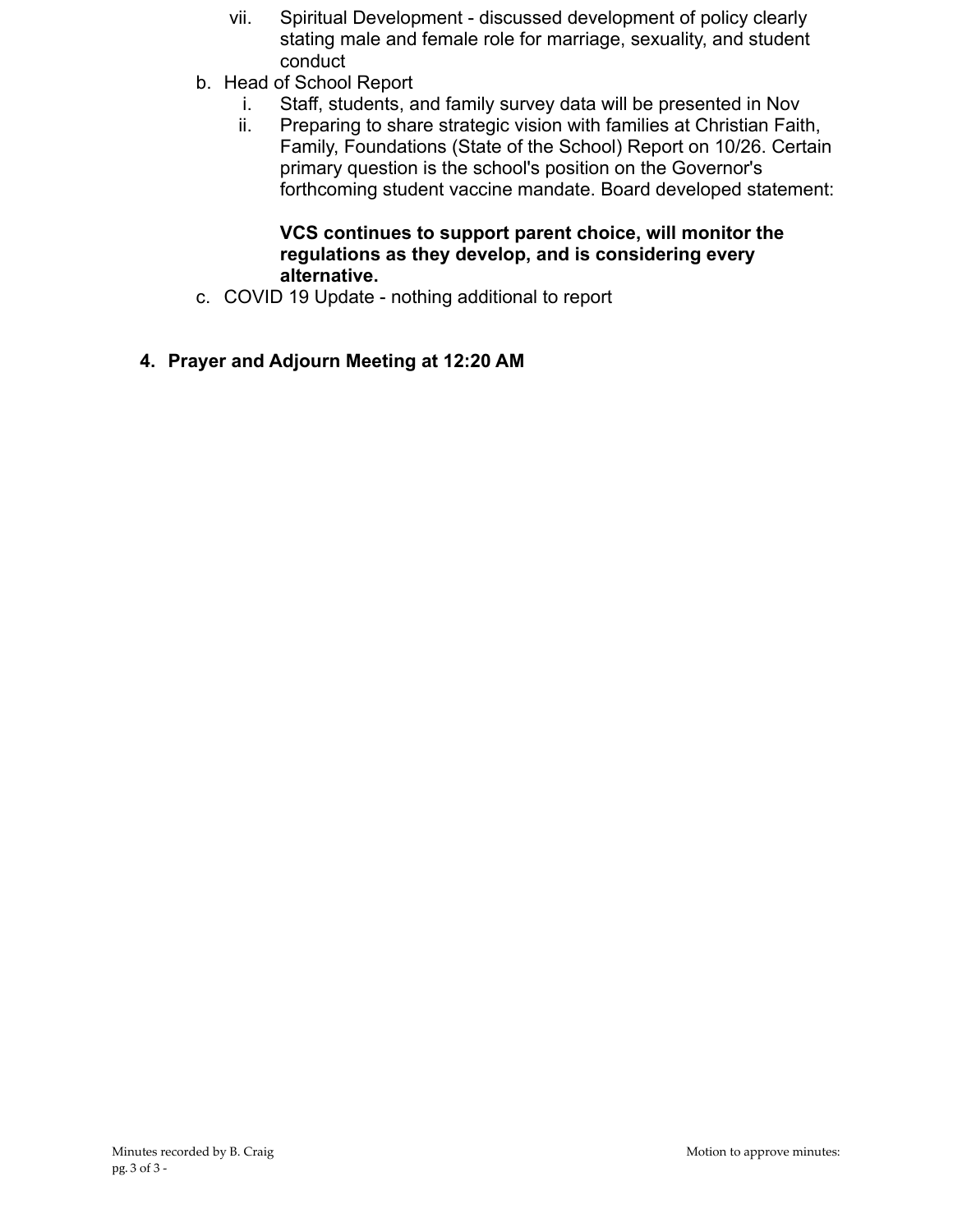vii. Spiritual Development - discussed development of policy clearly stating male and female role for marriage, sexuality, and student conduct

b. Head of School Report
   i. Staff, students, and family survey data will be presented in Nov
   ii. Preparing to share strategic vision with families at Christian Faith, Family, Foundations (State of the School) Report on 10/26. Certain primary question is the school's position on the Governor's forthcoming student vaccine mandate. Board developed statement:

      **VCS continues to support parent choice, will monitor the regulations as they develop, and is considering every alternative.**

c. COVID 19 Update - nothing additional to report

**4. Prayer and Adjourn Meeting at 12:20 AM**

Minutes recorded by B. Craig

Motion to approve minutes: